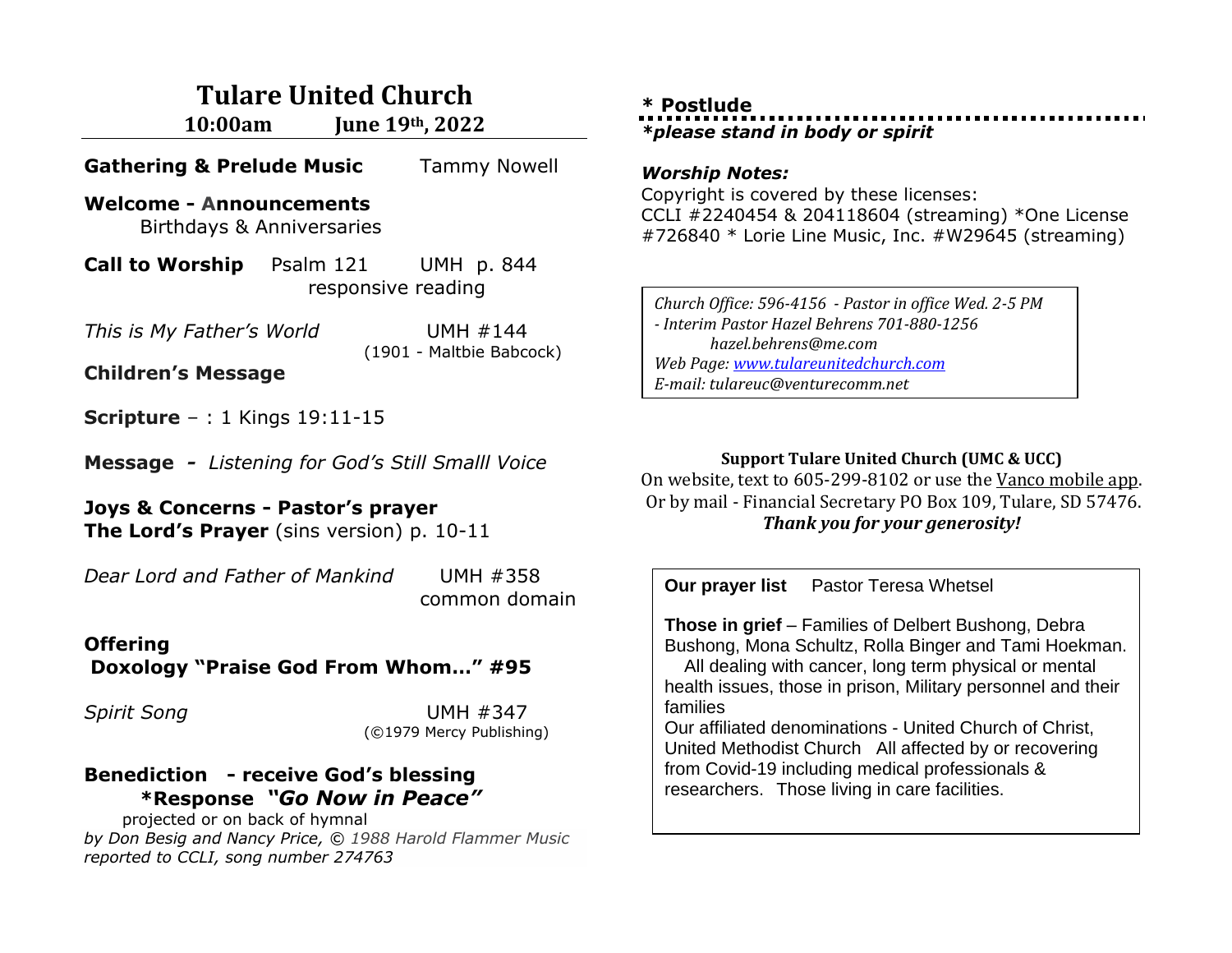# Tulare United Church

**10:00am June 19th, 2022**

**Gathering & Prelude Music** Tammy Nowell

**Welcome - Announcements**
Birthdays & Anniversaries

**Call to Worship** Psalm 121 UMH p. 844
responsive reading

*This is My Father's World* UMH #144
(1901 - Maltbie Babcock)

**Children's Message**

**Scripture** – : 1 Kings 19:11-15

**Message -** *Listening for God's Still Smalll Voice*

**Joys & Concerns - Pastor's prayer**
**The Lord's Prayer** (sins version) p. 10-11

*Dear Lord and Father of Mankind* UMH #358
common domain

**Offering**
**Doxology "Praise God From Whom…" #95**

*Spirit Song* UMH #347
(©1979 Mercy Publishing)

**Benediction - receive God's blessing**
**\*Response *"Go Now in Peace"***
projected or on back of hymnal
*by Don Besig and Nancy Price, © 1988 Harold Flammer Music reported to CCLI, song number 274763*

**\* Postlude**

***please stand in body or spirit**

***Worship Notes:***
Copyright is covered by these licenses:
CCLI #2240454 & 204118604 (streaming) *One License #726840 * Lorie Line Music, Inc. #W29645 (streaming)

*Church Office: 596-4156 - Pastor in office Wed. 2-5 PM*
*- Interim Pastor Hazel Behrens 701-880-1256*
*hazel.behrens@me.com*
*Web Page: www.tulareunitedchurch.com*
*E-mail: tulareuc@venturecomm.net*

**Support Tulare United Church (UMC & UCC)**
On website, text to 605-299-8102 or use the Vanco mobile app.
Or by mail - Financial Secretary PO Box 109, Tulare, SD 57476.
***Thank you for your generosity!***

**Our prayer list** Pastor Teresa Whetsel

**Those in grief** – Families of Delbert Bushong, Debra Bushong, Mona Schultz, Rolla Binger and Tami Hoekman. All dealing with cancer, long term physical or mental health issues, those in prison, Military personnel and their families
Our affiliated denominations - United Church of Christ, United Methodist Church All affected by or recovering from Covid-19 including medical professionals & researchers. Those living in care facilities.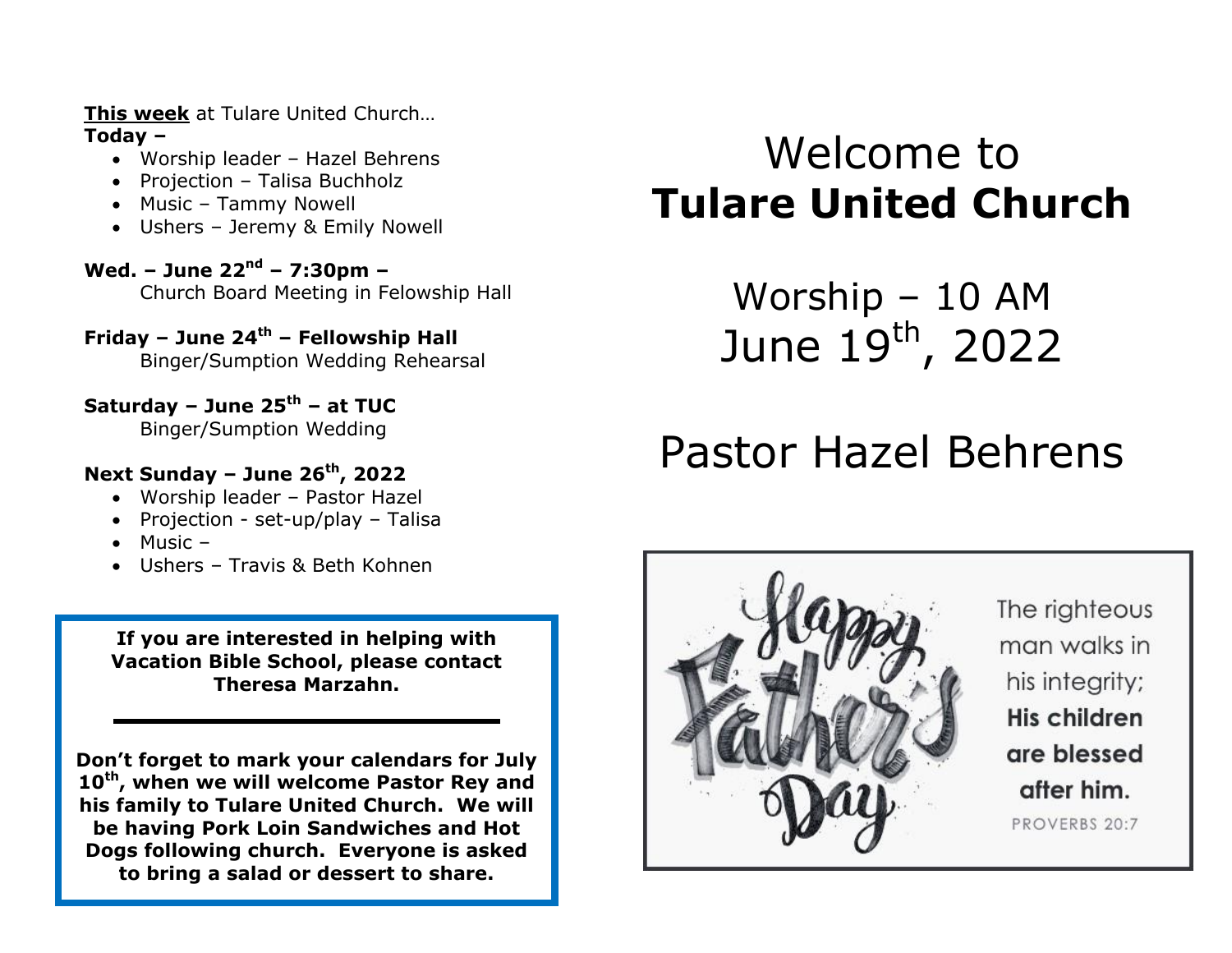**<u>This week</u>** at Tulare United Church…

**Today –**

- Worship leader – Hazel Behrens
- Projection – Talisa Buchholz
- Music – Tammy Nowell
- Ushers – Jeremy & Emily Nowell

**Wed. – June 22nd – 7:30pm –**
Church Board Meeting in Felowship Hall

**Friday – June 24th – Fellowship Hall**
Binger/Sumption Wedding Rehearsal

**Saturday – June 25th – at TUC**
Binger/Sumption Wedding

**Next Sunday – June 26th, 2022**

- Worship leader – Pastor Hazel
- Projection - set-up/play – Talisa
- Music –
- Ushers – Travis & Beth Kohnen

**If you are interested in helping with Vacation Bible School, please contact Theresa Marzahn.**

---

**Don't forget to mark your calendars for July 10th, when we will welcome Pastor Rey and his family to Tulare United Church. We will be having Pork Loin Sandwiches and Hot Dogs following church. Everyone is asked to bring a salad or dessert to share.**

# Welcome to **Tulare United Church**

## Worship – 10 AM
## June 19th, 2022

# Pastor Hazel Behrens

Happy Father's Day

The righteous man walks in his integrity; **His children are blessed after him.**

PROVERBS 20:7